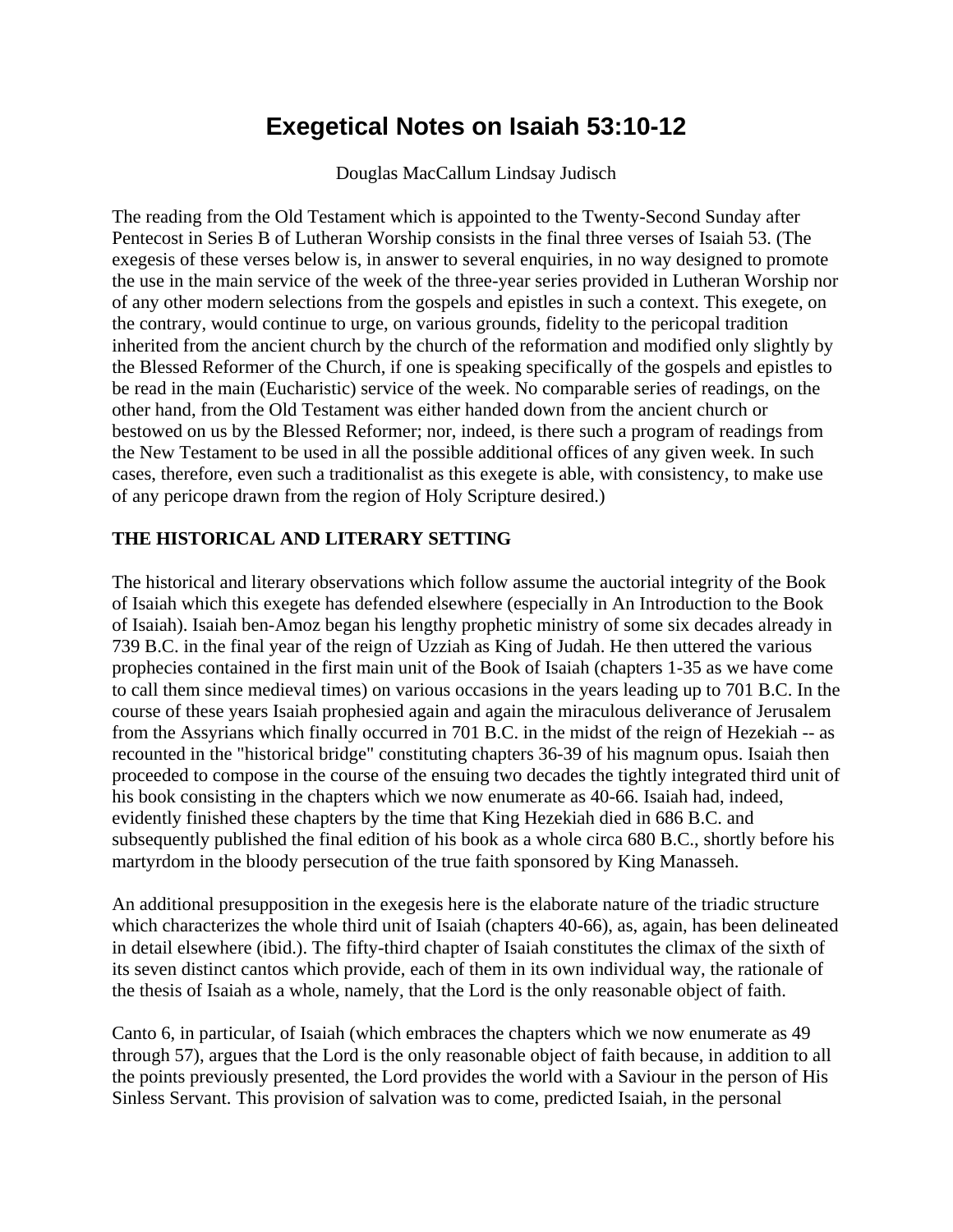# Exegetical Notes on Isaiah 53:10-12

Douglas MacCallum Lindsay Judisch

The reading from the Old Testament which is appointed to the Twenty-Second Sunday after Pentecost in Series B of Lutheran Worship consists in the final three verses of Isaiah 53. (The exegesis of these verses below is, in answer to several enquiries, in no way designed to promote the use in the main service of the week of the three-year series provided in Lutheran Worship nor of any other modern selections from the gospels and epistles in such a context. This exegete, on the contrary, would continue to urge, on various grounds, fidelity to the pericopal tradition inherited from the ancient church by the church of the reformation and modified only slightly by the Blessed Reformer of the Church, if one is speaking specifically of the gospels and epistles to be read in the main (Eucharistic) service of the week. No comparable series of readings, on the other hand, from the Old Testament was either handed down from the ancient church or bestowed on us by the Blessed Reformer; nor, indeed, is there such a program of readings from the New Testament to be used in all the possible additional offices of any given week. In such cases, therefore, even such a traditionalist as this exegete is able, with consistency, to make use of any pericope drawn from the region of Holy Scripture desired.)

### THE HISTORICAL AND LITERARY SETTING

The historical and literary observations which follow assume the auctorial integrity of the Book of Isaiah which this exegete has defended elsewhere (especially in An Introduction to the Book of Isaiah). Isaiah ben-Amoz began his lengthy prophetic ministry of some six decades already in 739 B.C. in the final year of the reign of Uzziah as King of Judah. He then uttered the various prophecies contained in the first main unit of the Book of Isaiah (chapters 1-35 as we have come to call them since medieval times) on various occasions in the years leading up to 701 B.C. In the course of these years Isaiah prophesied again and again the miraculous deliverance of Jerusalem from the Assyrians which finally occurred in 701 B.C. in the midst of the reign of Hezekiah -- as recounted in the "historical bridge" constituting chapters 36-39 of his magnum opus. Isaiah then proceeded to compose in the course of the ensuing two decades the tightly integrated third unit of his book consisting in the chapters which we now enumerate as 40-66. Isaiah had, indeed, evidently finished these chapters by the time that King Hezekiah died in 686 B.C. and subsequently published the final edition of his book as a whole circa 680 B.C., shortly before his martyrdom in the bloody persecution of the true faith sponsored by King Manasseh.

An additional presupposition in the exegesis here is the elaborate nature of the triadic structure which characterizes the whole third unit of Isaiah (chapters 40-66), as, again, has been delineated in detail elsewhere (ibid.). The fifty-third chapter of Isaiah constitutes the climax of the sixth of its seven distinct cantos which provide, each of them in its own individual way, the rationale of the thesis of Isaiah as a whole, namely, that the Lord is the only reasonable object of faith.

Canto 6, in particular, of Isaiah (which embraces the chapters which we now enumerate as 49 through 57), argues that the Lord is the only reasonable object of faith because, in addition to all the points previously presented, the Lord provides the world with a Saviour in the person of His Sinless Servant. This provision of salvation was to come, predicted Isaiah, in the personal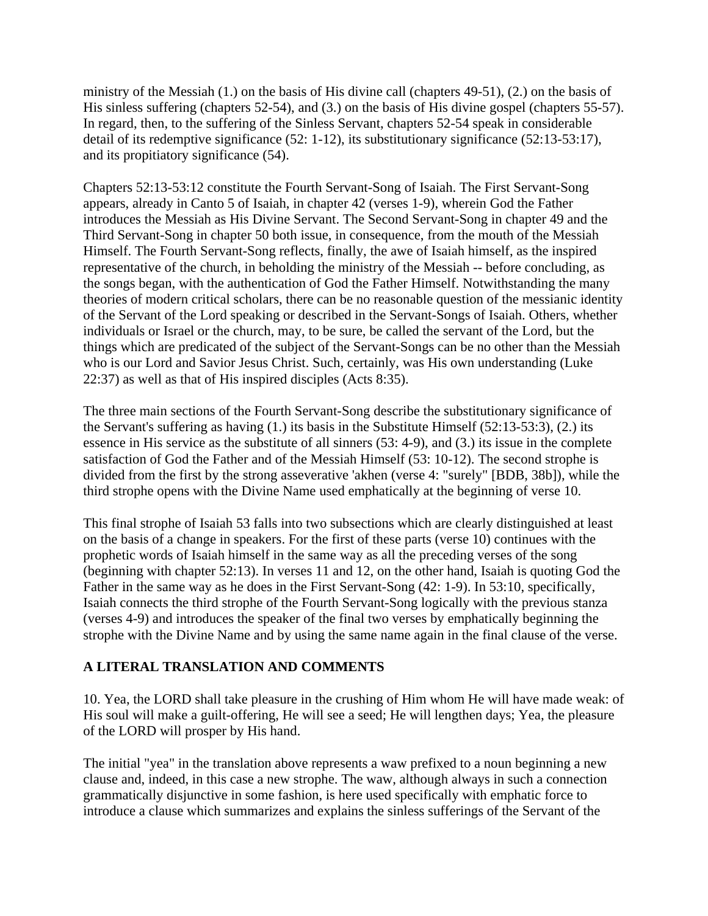ministry of the Messiah (1.) on the basis of His divine call (chapters 49-51), (2.) on the basis of His sinless suffering (chapters 52-54), and (3.) on the basis of His divine gospel (chapters 55-57). In regard, then, to the suffering of the Sinless Servant, chapters 52-54 speak in considerable detail of its redemptive significance (52: 1-12), its substitutionary significance (52:13-53:17), and its propitiatory significance (54).

Chapters 52:13-53:12 constitute the Fourth Servant-Song of Isaiah. The First Servant-Song appears, already in Canto 5 of Isaiah, in chapter 42 (verses 1-9), wherein God the Father introduces the Messiah as His Divine Servant. The Second Servant-Song in chapter 49 and the Third Servant-Song in chapter 50 both issue, in consequence, from the mouth of the Messiah Himself. The Fourth Servant-Song reflects, finally, the awe of Isaiah himself, as the inspired representative of the church, in beholding the ministry of the Messiah -- before concluding, as the songs began, with the authentication of God the Father Himself. Notwithstanding the many theories of modern critical scholars, there can be no reasonable question of the messianic identity of the Servant of the Lord speaking or described in the Servant-Songs of Isaiah. Others, whether individuals or Israel or the church, may, to be sure, be called the servant of the Lord, but the things which are predicated of the subject of the Servant-Songs can be no other than the Messiah who is our Lord and Savior Jesus Christ. Such, certainly, was His own understanding (Luke 22:37) as well as that of His inspired disciples (Acts 8:35).

The three main sections of the Fourth Servant-Song describe the substitutionary significance of the Servant's suffering as having (1.) its basis in the Substitute Himself (52:13-53:3), (2.) its essence in His service as the substitute of all sinners (53: 4-9), and (3.) its issue in the complete satisfaction of God the Father and of the Messiah Himself (53: 10-12). The second strophe is divided from the first by the strong asseverative 'akhen (verse 4: "surely" [BDB, 38b]), while the third strophe opens with the Divine Name used emphatically at the beginning of verse 10.

This final strophe of Isaiah 53 falls into two subsections which are clearly distinguished at least on the basis of a change in speakers. For the first of these parts (verse 10) continues with the prophetic words of Isaiah himself in the same way as all the preceding verses of the song (beginning with chapter 52:13). In verses 11 and 12, on the other hand, Isaiah is quoting God the Father in the same way as he does in the First Servant-Song (42: 1-9). In 53:10, specifically, Isaiah connects the third strophe of the Fourth Servant-Song logically with the previous stanza (verses 4-9) and introduces the speaker of the final two verses by emphatically beginning the strophe with the Divine Name and by using the same name again in the final clause of the verse.

## A LITERAL TRANSLATION AND COMMENTS

10. Yea, the LORD shall take pleasure in the crushing of Him whom He will have made weak: of His soul will make a guilt-offering, He will see a seed; He will lengthen days; Yea, the pleasure of the LORD will prosper by His hand.

The initial "yea" in the translation above represents a waw prefixed to a noun beginning a new clause and, indeed, in this case a new strophe. The waw, although always in such a connection grammatically disjunctive in some fashion, is here used specifically with emphatic force to introduce a clause which summarizes and explains the sinless sufferings of the Servant of the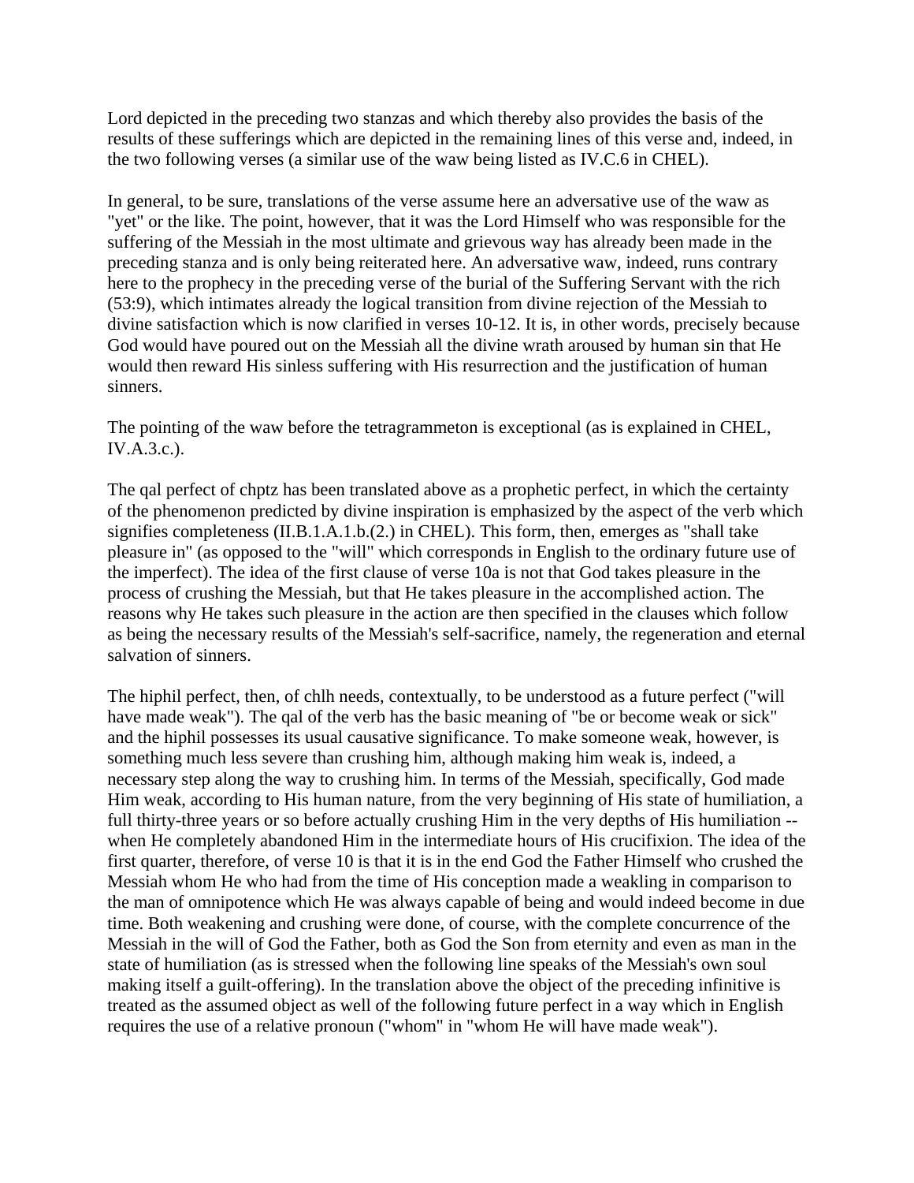Lord depicted in the preceding two stanzas and which thereby also provides the basis of the results of these sufferings which are depicted in the remaining lines of this verse and, indeed, in the two following verses (a similar use of the waw being listed as IV.C.6 in CHEL).

In general, to be sure, translations of the verse assume here an adversative use of the waw as "yet" or the like. The point, however, that it was the Lord Himself who was responsible for the suffering of the Messiah in the most ultimate and grievous way has already been made in the preceding stanza and is only being reiterated here. An adversative waw, indeed, runs contrary here to the prophecy in the preceding verse of the burial of the Suffering Servant with the rich (53:9), which intimates already the logical transition from divine rejection of the Messiah to divine satisfaction which is now clarified in verses 10-12. It is, in other words, precisely because God would have poured out on the Messiah all the divine wrath aroused by human sin that He would then reward His sinless suffering with His resurrection and the justification of human sinners.

The pointing of the waw before the tetragrammeton is exceptional (as is explained in CHEL, IV.A.3.c.).

The qal perfect of chptz has been translated above as a prophetic perfect, in which the certainty of the phenomenon predicted by divine inspiration is emphasized by the aspect of the verb which signifies completeness (II.B.1.A.1.b.(2.) in CHEL). This form, then, emerges as "shall take pleasure in" (as opposed to the "will" which corresponds in English to the ordinary future use of the imperfect). The idea of the first clause of verse 10a is not that God takes pleasure in the process of crushing the Messiah, but that He takes pleasure in the accomplished action. The reasons why He takes such pleasure in the action are then specified in the clauses which follow as being the necessary results of the Messiah's self-sacrifice, namely, the regeneration and eternal salvation of sinners.

The hiphil perfect, then, of chlh needs, contextually, to be understood as a future perfect ("will have made weak"). The qal of the verb has the basic meaning of "be or become weak or sick" and the hiphil possesses its usual causative significance. To make someone weak, however, is something much less severe than crushing him, although making him weak is, indeed, a necessary step along the way to crushing him. In terms of the Messiah, specifically, God made Him weak, according to His human nature, from the very beginning of His state of humiliation, a full thirty-three years or so before actually crushing Him in the very depths of His humiliation -- when He completely abandoned Him in the intermediate hours of His crucifixion. The idea of the first quarter, therefore, of verse 10 is that it is in the end God the Father Himself who crushed the Messiah whom He who had from the time of His conception made a weakling in comparison to the man of omnipotence which He was always capable of being and would indeed become in due time. Both weakening and crushing were done, of course, with the complete concurrence of the Messiah in the will of God the Father, both as God the Son from eternity and even as man in the state of humiliation (as is stressed when the following line speaks of the Messiah's own soul making itself a guilt-offering). In the translation above the object of the preceding infinitive is treated as the assumed object as well of the following future perfect in a way which in English requires the use of a relative pronoun ("whom" in "whom He will have made weak").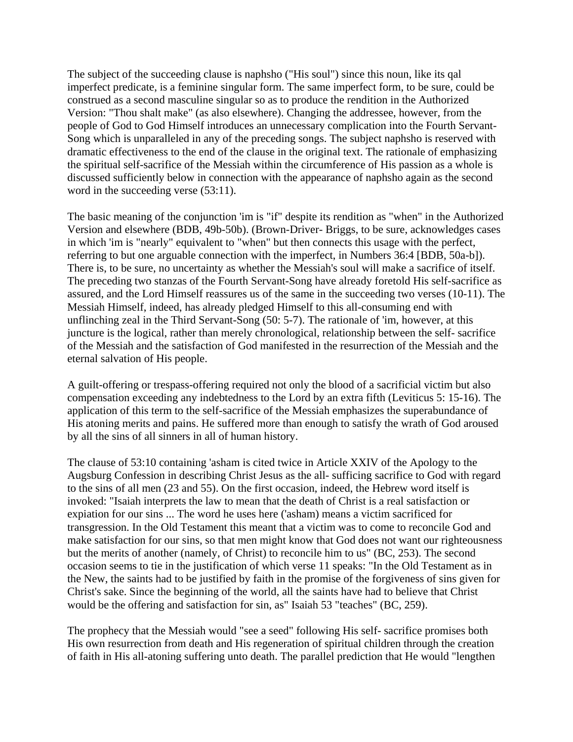The subject of the succeeding clause is naphsho ("His soul") since this noun, like its qal imperfect predicate, is a feminine singular form. The same imperfect form, to be sure, could be construed as a second masculine singular so as to produce the rendition in the Authorized Version: "Thou shalt make" (as also elsewhere). Changing the addressee, however, from the people of God to God Himself introduces an unnecessary complication into the Fourth Servant-Song which is unparalleled in any of the preceding songs. The subject naphsho is reserved with dramatic effectiveness to the end of the clause in the original text. The rationale of emphasizing the spiritual self-sacrifice of the Messiah within the circumference of His passion as a whole is discussed sufficiently below in connection with the appearance of naphsho again as the second word in the succeeding verse (53:11).

The basic meaning of the conjunction 'im is "if" despite its rendition as "when" in the Authorized Version and elsewhere (BDB, 49b-50b). (Brown-Driver- Briggs, to be sure, acknowledges cases in which 'im is "nearly" equivalent to "when" but then connects this usage with the perfect, referring to but one arguable connection with the imperfect, in Numbers 36:4 [BDB, 50a-b]). There is, to be sure, no uncertainty as whether the Messiah's soul will make a sacrifice of itself. The preceding two stanzas of the Fourth Servant-Song have already foretold His self-sacrifice as assured, and the Lord Himself reassures us of the same in the succeeding two verses (10-11). The Messiah Himself, indeed, has already pledged Himself to this all-consuming end with unflinching zeal in the Third Servant-Song (50: 5-7). The rationale of 'im, however, at this juncture is the logical, rather than merely chronological, relationship between the self- sacrifice of the Messiah and the satisfaction of God manifested in the resurrection of the Messiah and the eternal salvation of His people.

A guilt-offering or trespass-offering required not only the blood of a sacrificial victim but also compensation exceeding any indebtedness to the Lord by an extra fifth (Leviticus 5: 15-16). The application of this term to the self-sacrifice of the Messiah emphasizes the superabundance of His atoning merits and pains. He suffered more than enough to satisfy the wrath of God aroused by all the sins of all sinners in all of human history.

The clause of 53:10 containing 'asham is cited twice in Article XXIV of the Apology to the Augsburg Confession in describing Christ Jesus as the all- sufficing sacrifice to God with regard to the sins of all men (23 and 55). On the first occasion, indeed, the Hebrew word itself is invoked: "Isaiah interprets the law to mean that the death of Christ is a real satisfaction or expiation for our sins ... The word he uses here ('asham) means a victim sacrificed for transgression. In the Old Testament this meant that a victim was to come to reconcile God and make satisfaction for our sins, so that men might know that God does not want our righteousness but the merits of another (namely, of Christ) to reconcile him to us" (BC, 253). The second occasion seems to tie in the justification of which verse 11 speaks: "In the Old Testament as in the New, the saints had to be justified by faith in the promise of the forgiveness of sins given for Christ's sake. Since the beginning of the world, all the saints have had to believe that Christ would be the offering and satisfaction for sin, as" Isaiah 53 "teaches" (BC, 259).

The prophecy that the Messiah would "see a seed" following His self- sacrifice promises both His own resurrection from death and His regeneration of spiritual children through the creation of faith in His all-atoning suffering unto death. The parallel prediction that He would "lengthen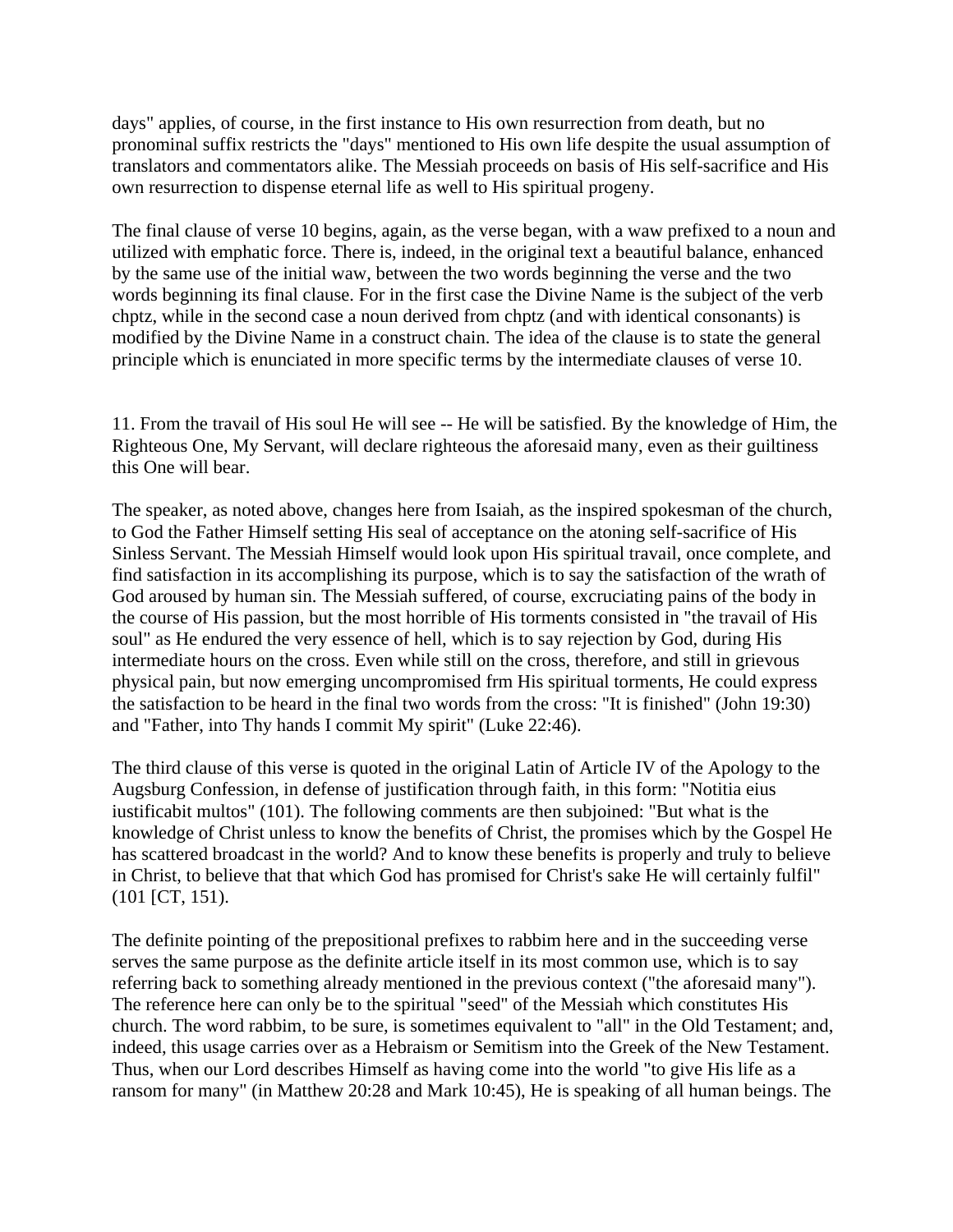days" applies, of course, in the first instance to His own resurrection from death, but no pronominal suffix restricts the "days" mentioned to His own life despite the usual assumption of translators and commentators alike. The Messiah proceeds on basis of His self-sacrifice and His own resurrection to dispense eternal life as well to His spiritual progeny.

The final clause of verse 10 begins, again, as the verse began, with a waw prefixed to a noun and utilized with emphatic force. There is, indeed, in the original text a beautiful balance, enhanced by the same use of the initial waw, between the two words beginning the verse and the two words beginning its final clause. For in the first case the Divine Name is the subject of the verb chptz, while in the second case a noun derived from chptz (and with identical consonants) is modified by the Divine Name in a construct chain. The idea of the clause is to state the general principle which is enunciated in more specific terms by the intermediate clauses of verse 10.

11. From the travail of His soul He will see -- He will be satisfied. By the knowledge of Him, the Righteous One, My Servant, will declare righteous the aforesaid many, even as their guiltiness this One will bear.

The speaker, as noted above, changes here from Isaiah, as the inspired spokesman of the church, to God the Father Himself setting His seal of acceptance on the atoning self-sacrifice of His Sinless Servant. The Messiah Himself would look upon His spiritual travail, once complete, and find satisfaction in its accomplishing its purpose, which is to say the satisfaction of the wrath of God aroused by human sin. The Messiah suffered, of course, excruciating pains of the body in the course of His passion, but the most horrible of His torments consisted in "the travail of His soul" as He endured the very essence of hell, which is to say rejection by God, during His intermediate hours on the cross. Even while still on the cross, therefore, and still in grievous physical pain, but now emerging uncompromised frm His spiritual torments, He could express the satisfaction to be heard in the final two words from the cross: "It is finished" (John 19:30) and "Father, into Thy hands I commit My spirit" (Luke 22:46).

The third clause of this verse is quoted in the original Latin of Article IV of the Apology to the Augsburg Confession, in defense of justification through faith, in this form: "Notitia eius iustificabit multos" (101). The following comments are then subjoined: "But what is the knowledge of Christ unless to know the benefits of Christ, the promises which by the Gospel He has scattered broadcast in the world? And to know these benefits is properly and truly to believe in Christ, to believe that that which God has promised for Christ's sake He will certainly fulfil" (101 [CT, 151).

The definite pointing of the prepositional prefixes to rabbim here and in the succeeding verse serves the same purpose as the definite article itself in its most common use, which is to say referring back to something already mentioned in the previous context ("the aforesaid many"). The reference here can only be to the spiritual "seed" of the Messiah which constitutes His church. The word rabbim, to be sure, is sometimes equivalent to "all" in the Old Testament; and, indeed, this usage carries over as a Hebraism or Semitism into the Greek of the New Testament. Thus, when our Lord describes Himself as having come into the world "to give His life as a ransom for many" (in Matthew 20:28 and Mark 10:45), He is speaking of all human beings. The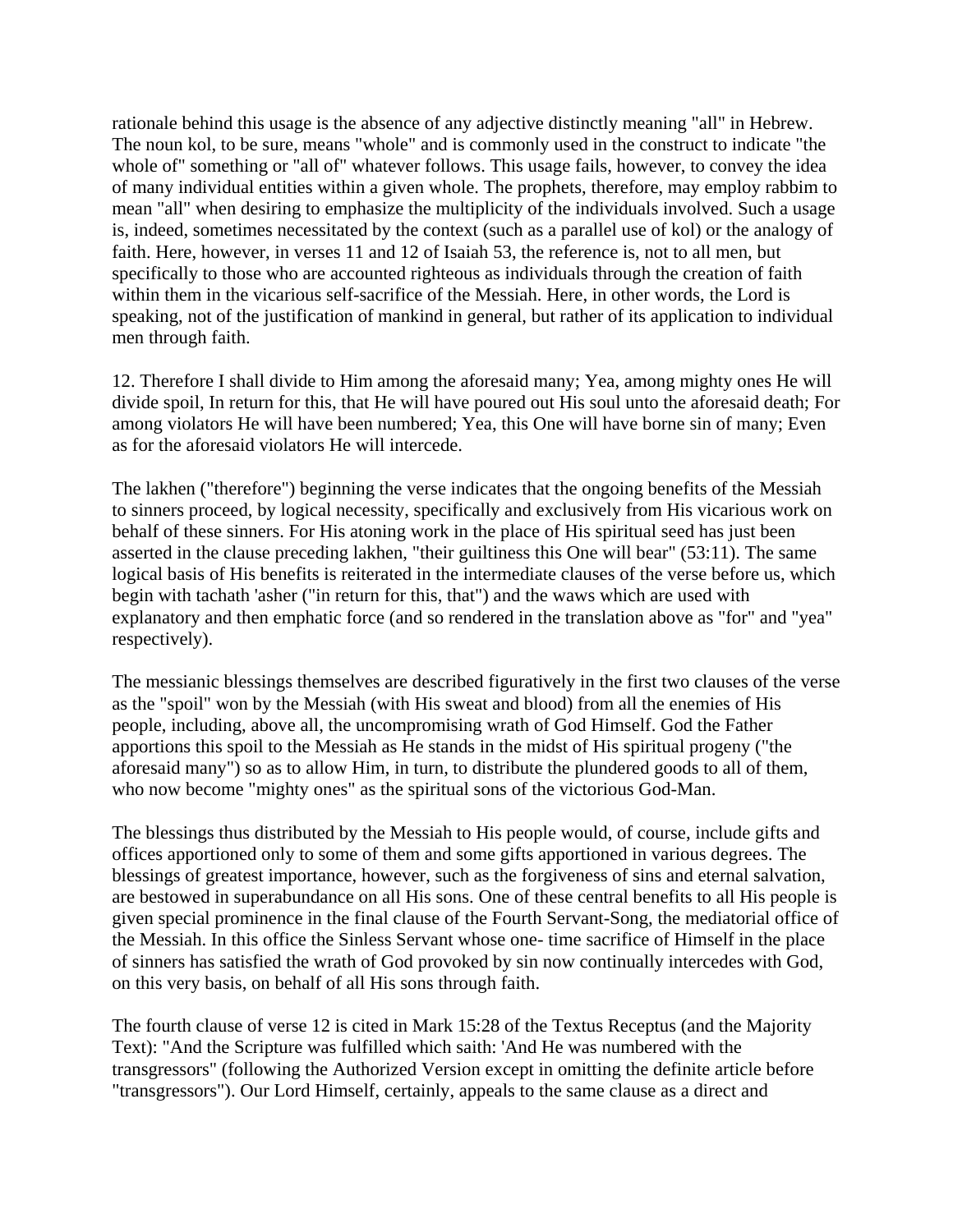rationale behind this usage is the absence of any adjective distinctly meaning "all" in Hebrew. The noun kol, to be sure, means "whole" and is commonly used in the construct to indicate "the whole of" something or "all of" whatever follows. This usage fails, however, to convey the idea of many individual entities within a given whole. The prophets, therefore, may employ rabbim to mean "all" when desiring to emphasize the multiplicity of the individuals involved. Such a usage is, indeed, sometimes necessitated by the context (such as a parallel use of kol) or the analogy of faith. Here, however, in verses 11 and 12 of Isaiah 53, the reference is, not to all men, but specifically to those who are accounted righteous as individuals through the creation of faith within them in the vicarious self-sacrifice of the Messiah. Here, in other words, the Lord is speaking, not of the justification of mankind in general, but rather of its application to individual men through faith.

12. Therefore I shall divide to Him among the aforesaid many; Yea, among mighty ones He will divide spoil, In return for this, that He will have poured out His soul unto the aforesaid death; For among violators He will have been numbered; Yea, this One will have borne sin of many; Even as for the aforesaid violators He will intercede.

The lakhen ("therefore") beginning the verse indicates that the ongoing benefits of the Messiah to sinners proceed, by logical necessity, specifically and exclusively from His vicarious work on behalf of these sinners. For His atoning work in the place of His spiritual seed has just been asserted in the clause preceding lakhen, "their guiltiness this One will bear" (53:11). The same logical basis of His benefits is reiterated in the intermediate clauses of the verse before us, which begin with tachath 'asher ("in return for this, that") and the waws which are used with explanatory and then emphatic force (and so rendered in the translation above as "for" and "yea" respectively).

The messianic blessings themselves are described figuratively in the first two clauses of the verse as the "spoil" won by the Messiah (with His sweat and blood) from all the enemies of His people, including, above all, the uncompromising wrath of God Himself. God the Father apportions this spoil to the Messiah as He stands in the midst of His spiritual progeny ("the aforesaid many") so as to allow Him, in turn, to distribute the plundered goods to all of them, who now become "mighty ones" as the spiritual sons of the victorious God-Man.

The blessings thus distributed by the Messiah to His people would, of course, include gifts and offices apportioned only to some of them and some gifts apportioned in various degrees. The blessings of greatest importance, however, such as the forgiveness of sins and eternal salvation, are bestowed in superabundance on all His sons. One of these central benefits to all His people is given special prominence in the final clause of the Fourth Servant-Song, the mediatorial office of the Messiah. In this office the Sinless Servant whose one- time sacrifice of Himself in the place of sinners has satisfied the wrath of God provoked by sin now continually intercedes with God, on this very basis, on behalf of all His sons through faith.

The fourth clause of verse 12 is cited in Mark 15:28 of the Textus Receptus (and the Majority Text): "And the Scripture was fulfilled which saith: 'And He was numbered with the transgressors" (following the Authorized Version except in omitting the definite article before "transgressors"). Our Lord Himself, certainly, appeals to the same clause as a direct and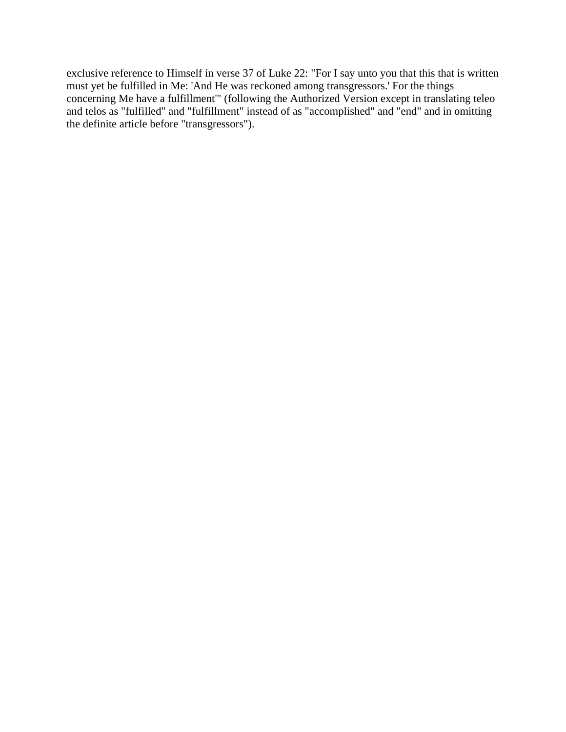exclusive reference to Himself in verse 37 of Luke 22: "For I say unto you that this that is written must yet be fulfilled in Me: 'And He was reckoned among transgressors.' For the things concerning Me have a fulfillment'" (following the Authorized Version except in translating teleo and telos as "fulfilled" and "fulfillment" instead of as "accomplished" and "end" and in omitting the definite article before "transgressors").